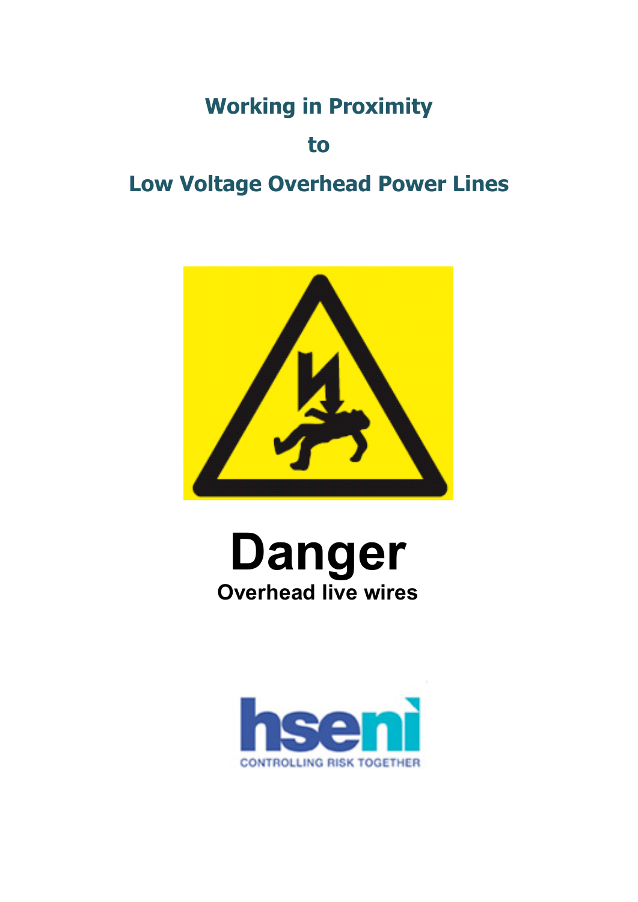# Working in Proximity to Low Voltage Overhead Power Lines

**Danger**

**Overhead live wires**

hseni

CONTROLLING RISK TOGETHER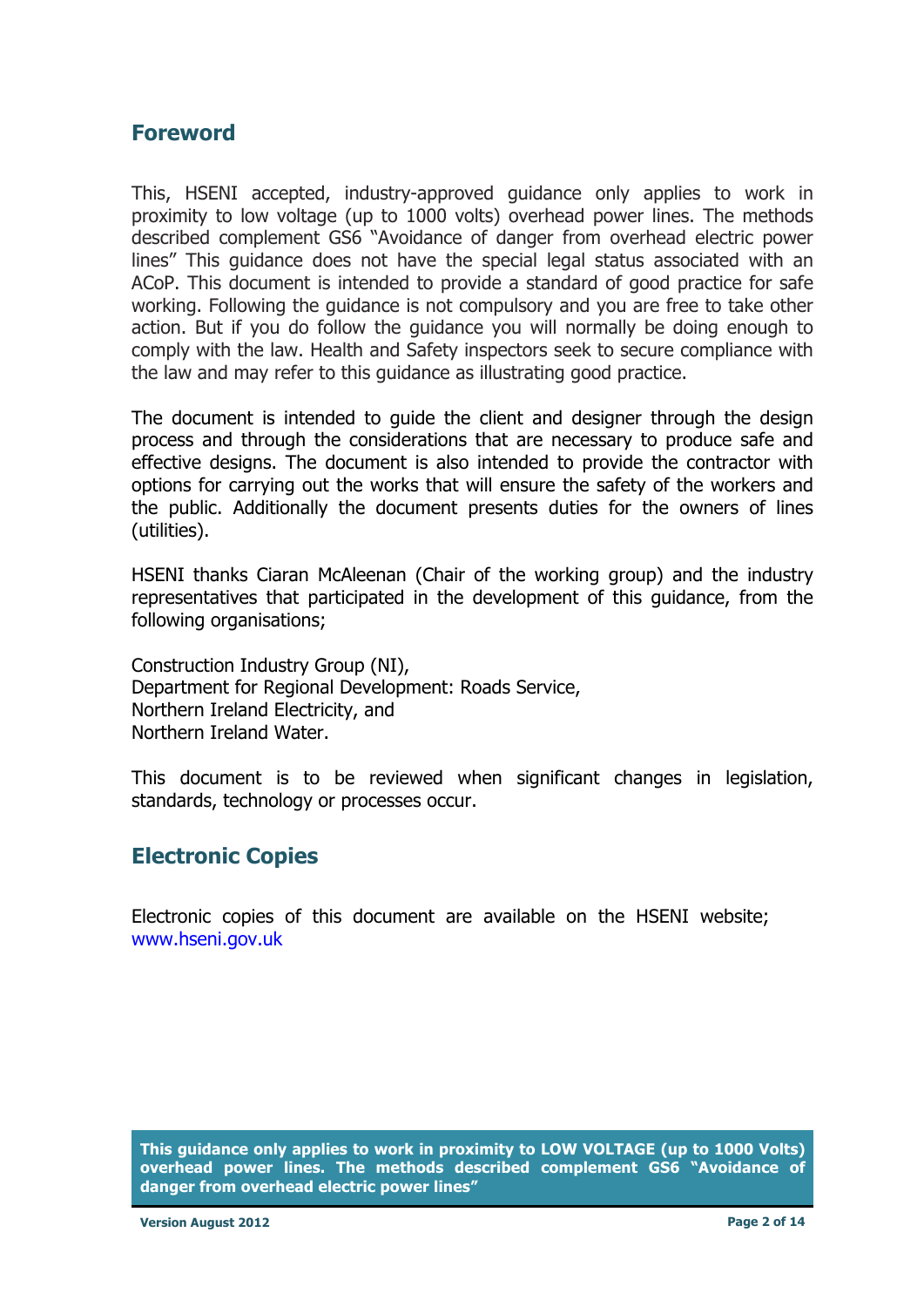## Foreword

This, HSENI accepted, industry-approved guidance only applies to work in proximity to low voltage (up to 1000 volts) overhead power lines. The methods described complement GS6 "Avoidance of danger from overhead electric power lines" This guidance does not have the special legal status associated with an ACoP. This document is intended to provide a standard of good practice for safe working. Following the guidance is not compulsory and you are free to take other action. But if you do follow the guidance you will normally be doing enough to comply with the law. Health and Safety inspectors seek to secure compliance with the law and may refer to this guidance as illustrating good practice.

The document is intended to guide the client and designer through the design process and through the considerations that are necessary to produce safe and effective designs. The document is also intended to provide the contractor with options for carrying out the works that will ensure the safety of the workers and the public. Additionally the document presents duties for the owners of lines (utilities).

HSENI thanks Ciaran McAleenan (Chair of the working group) and the industry representatives that participated in the development of this guidance, from the following organisations;

Construction Industry Group (NI),
Department for Regional Development: Roads Service,
Northern Ireland Electricity, and
Northern Ireland Water.

This document is to be reviewed when significant changes in legislation, standards, technology or processes occur.

## Electronic Copies

Electronic copies of this document are available on the HSENI website; www.hseni.gov.uk

**This guidance only applies to work in proximity to LOW VOLTAGE (up to 1000 Volts) overhead power lines. The methods described complement GS6 "Avoidance of danger from overhead electric power lines"**

**Version August 2012**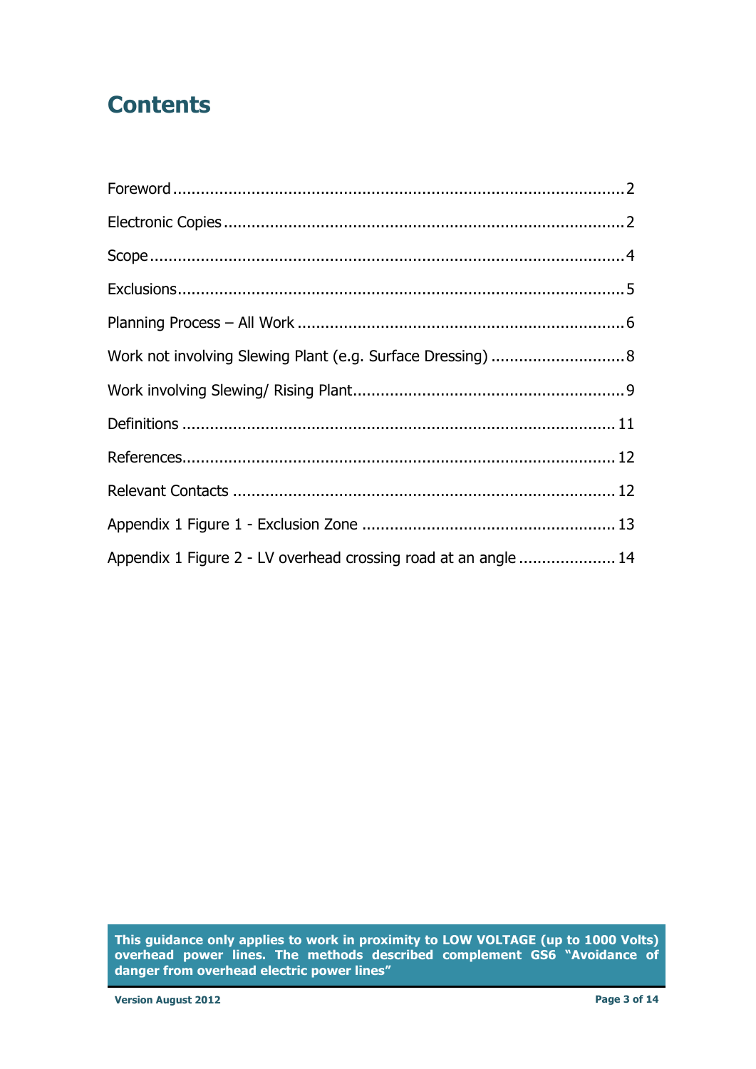# Contents

Foreword ........................................................................................ 2

Electronic Copies .............................................................................. 2

Scope ............................................................................................ 4

Exclusions ....................................................................................... 5

Planning Process – All Work ............................................................... 6

Work not involving Slewing Plant (e.g. Surface Dressing) ......................... 8

Work involving Slewing/ Rising Plant .................................................... 9

Definitions ..................................................................................... 11

References ..................................................................................... 12

Relevant Contacts ........................................................................... 12

Appendix 1 Figure 1 - Exclusion Zone ................................................. 13

Appendix 1 Figure 2 - LV overhead crossing road at an angle .................. 14

**This guidance only applies to work in proximity to LOW VOLTAGE (up to 1000 Volts) overhead power lines. The methods described complement GS6 "Avoidance of danger from overhead electric power lines"**

**Version August 2012**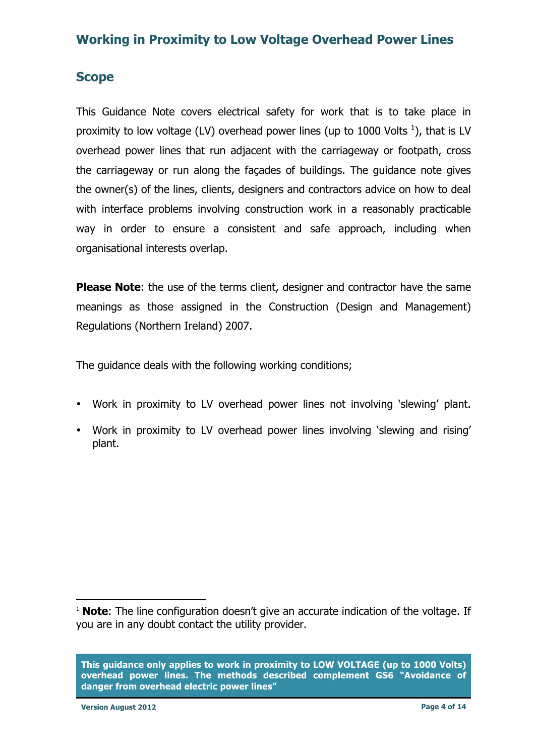## Working in Proximity to Low Voltage Overhead Power Lines

## Scope

This Guidance Note covers electrical safety for work that is to take place in proximity to low voltage (LV) overhead power lines (up to 1000 Volts [1]), that is LV overhead power lines that run adjacent with the carriageway or footpath, cross the carriageway or run along the façades of buildings. The guidance note gives the owner(s) of the lines, clients, designers and contractors advice on how to deal with interface problems involving construction work in a reasonably practicable way in order to ensure a consistent and safe approach, including when organisational interests overlap.

**Please Note**: the use of the terms client, designer and contractor have the same meanings as those assigned in the Construction (Design and Management) Regulations (Northern Ireland) 2007.

The guidance deals with the following working conditions;

- Work in proximity to LV overhead power lines not involving 'slewing' plant.
- Work in proximity to LV overhead power lines involving 'slewing and rising' plant.

[1] **Note**: The line configuration doesn't give an accurate indication of the voltage. If you are in any doubt contact the utility provider.

**This guidance only applies to work in proximity to LOW VOLTAGE (up to 1000 Volts) overhead power lines. The methods described complement GS6 "Avoidance of danger from overhead electric power lines"**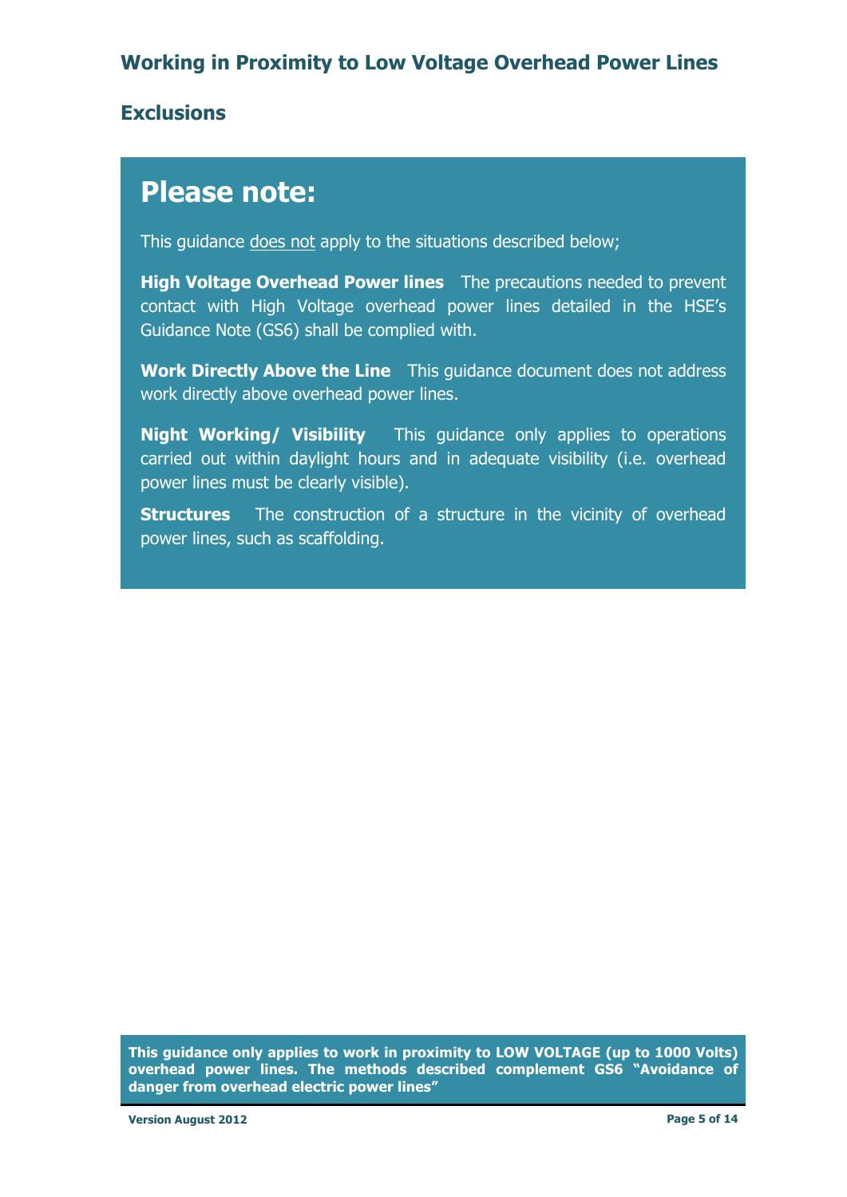## Exclusions

### Please note:

This guidance <u>does not</u> apply to the situations described below;

**High Voltage Overhead Power lines** The precautions needed to prevent contact with High Voltage overhead power lines detailed in the HSE's Guidance Note (GS6) shall be complied with.

**Work Directly Above the Line** This guidance document does not address work directly above overhead power lines.

**Night Working/ Visibility** This guidance only applies to operations carried out within daylight hours and in adequate visibility (i.e. overhead power lines must be clearly visible).

**Structures** The construction of a structure in the vicinity of overhead power lines, such as scaffolding.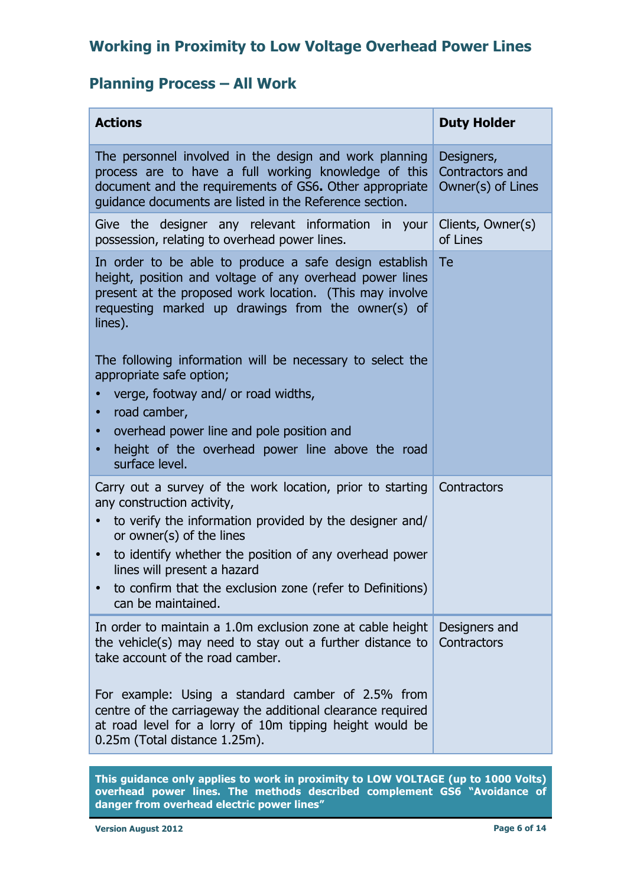# Working in Proximity to Low Voltage Overhead Power Lines

## Planning Process – All Work

| Actions | Duty Holder |
|---|---|
| The personnel involved in the design and work planning process are to have a full working knowledge of this document and the requirements of GS6**.** Other appropriate guidance documents are listed in the Reference section. | Designers, Contractors and Owner(s) of Lines |
| Give the designer any relevant information in your possession, relating to overhead power lines. | Clients, Owner(s) of Lines |
| In order to be able to produce a safe design establish height, position and voltage of any overhead power lines present at the proposed work location. (This may involve requesting marked up drawings from the owner(s) of lines).<br><br>The following information will be necessary to select the appropriate safe option;<br>• verge, footway and/ or road widths,<br>• road camber,<br>• overhead power line and pole position and<br>• height of the overhead power line above the road surface level. | Te |
| Carry out a survey of the work location, prior to starting any construction activity,<br>• to verify the information provided by the designer and/ or owner(s) of the lines<br>• to identify whether the position of any overhead power lines will present a hazard<br>• to confirm that the exclusion zone (refer to Definitions) can be maintained. | Contractors |
| In order to maintain a 1.0m exclusion zone at cable height the vehicle(s) may need to stay out a further distance to take account of the road camber.<br><br>For example: Using a standard camber of 2.5% from centre of the carriageway the additional clearance required at road level for a lorry of 10m tipping height would be 0.25m (Total distance 1.25m). | Designers and Contractors |

**This guidance only applies to work in proximity to LOW VOLTAGE (up to 1000 Volts) overhead power lines. The methods described complement GS6 "Avoidance of danger from overhead electric power lines"**

**Version August 2012**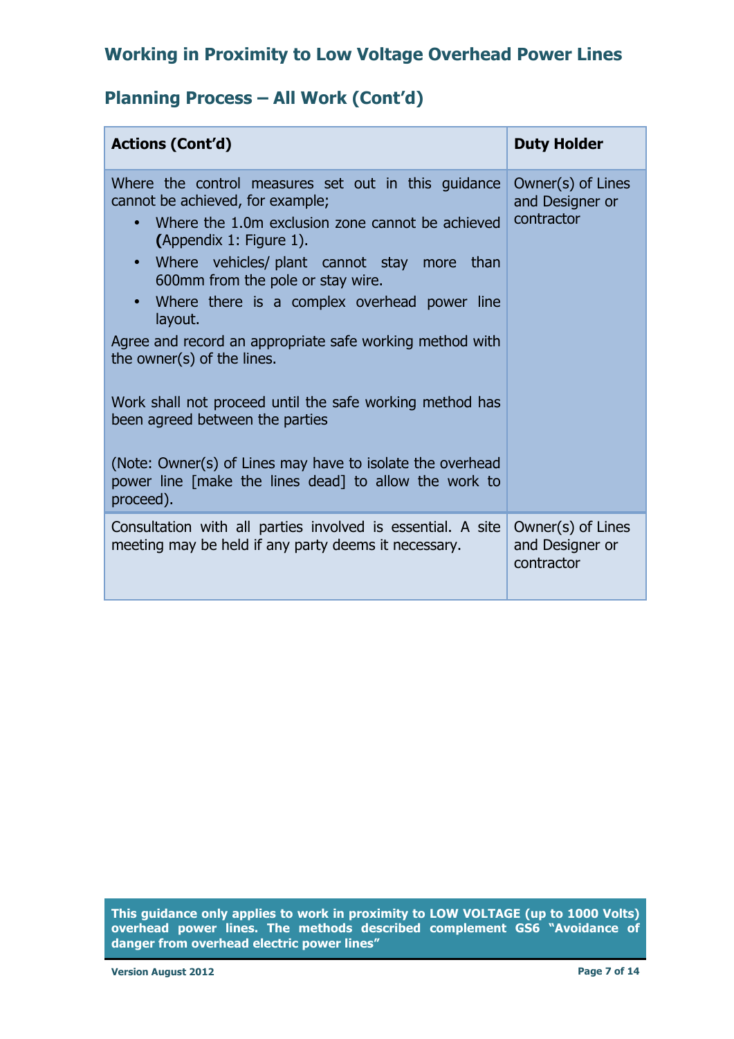## Working in Proximity to Low Voltage Overhead Power Lines

### Planning Process – All Work (Cont'd)

| Actions (Cont'd) | Duty Holder |
|---|---|
| Where the control measures set out in this guidance cannot be achieved, for example;<br>• Where the 1.0m exclusion zone cannot be achieved **(**Appendix 1: Figure 1).<br>• Where vehicles/ plant cannot stay more than 600mm from the pole or stay wire.<br>• Where there is a complex overhead power line layout.<br>Agree and record an appropriate safe working method with the owner(s) of the lines.<br><br>Work shall not proceed until the safe working method has been agreed between the parties<br><br>(Note: Owner(s) of Lines may have to isolate the overhead power line [make the lines dead] to allow the work to proceed). | Owner(s) of Lines and Designer or contractor |
| Consultation with all parties involved is essential. A site meeting may be held if any party deems it necessary. | Owner(s) of Lines and Designer or contractor |

**This guidance only applies to work in proximity to LOW VOLTAGE (up to 1000 Volts) overhead power lines. The methods described complement GS6 "Avoidance of danger from overhead electric power lines"**

**Version August 2012**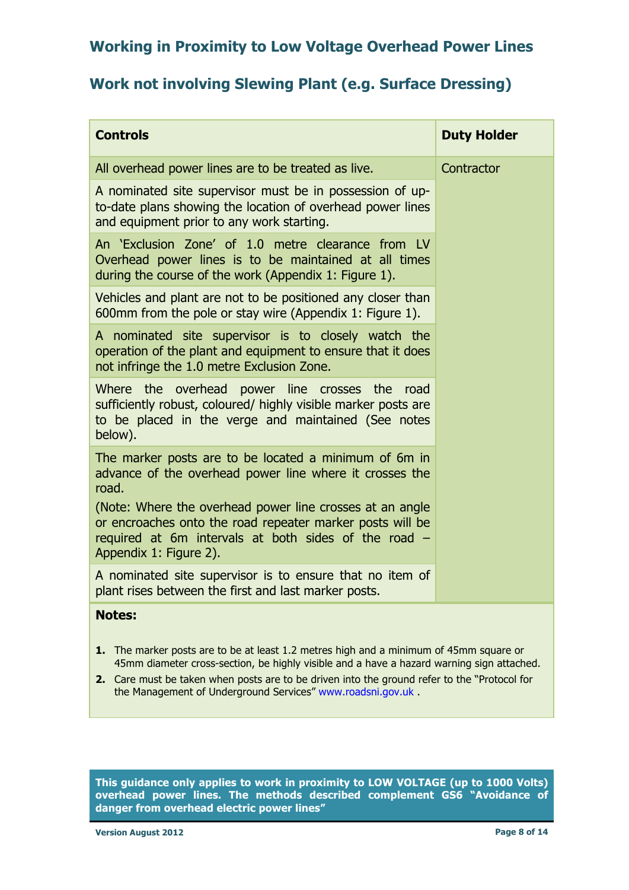## Working in Proximity to Low Voltage Overhead Power Lines

## Work not involving Slewing Plant (e.g. Surface Dressing)

| Controls | Duty Holder |
|---|---|
| All overhead power lines are to be treated as live. | Contractor |
| A nominated site supervisor must be in possession of up-to-date plans showing the location of overhead power lines and equipment prior to any work starting. | |
| An 'Exclusion Zone' of 1.0 metre clearance from LV Overhead power lines is to be maintained at all times during the course of the work (Appendix 1: Figure 1). | |
| Vehicles and plant are not to be positioned any closer than 600mm from the pole or stay wire (Appendix 1: Figure 1). | |
| A nominated site supervisor is to closely watch the operation of the plant and equipment to ensure that it does not infringe the 1.0 metre Exclusion Zone. | |
| Where the overhead power line crosses the road sufficiently robust, coloured/ highly visible marker posts are to be placed in the verge and maintained (See notes below). | |
| The marker posts are to be located a minimum of 6m in advance of the overhead power line where it crosses the road.<br>(Note: Where the overhead power line crosses at an angle or encroaches onto the road repeater marker posts will be required at 6m intervals at both sides of the road – Appendix 1: Figure 2). | |
| A nominated site supervisor is to ensure that no item of plant rises between the first and last marker posts. | |

**Notes:**

1. The marker posts are to be at least 1.2 metres high and a minimum of 45mm square or 45mm diameter cross-section, be highly visible and a have a hazard warning sign attached.
2. Care must be taken when posts are to be driven into the ground refer to the "Protocol for the Management of Underground Services" www.roadsni.gov.uk .

**This guidance only applies to work in proximity to LOW VOLTAGE (up to 1000 Volts) overhead power lines. The methods described complement GS6 "Avoidance of danger from overhead electric power lines"**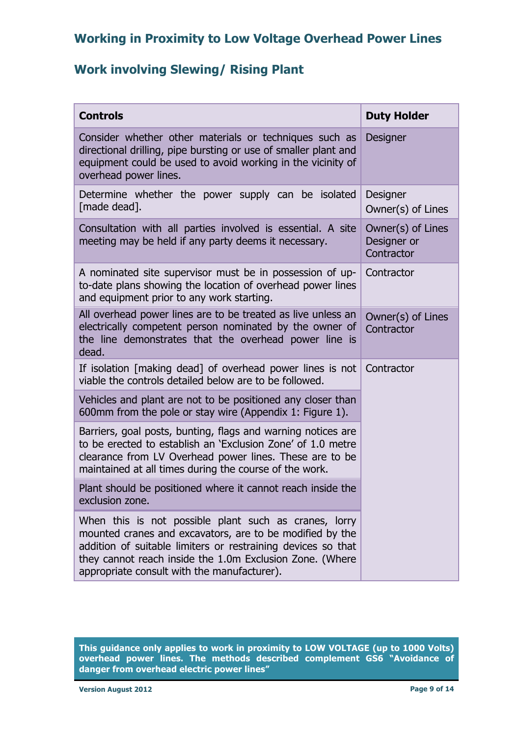# Working in Proximity to Low Voltage Overhead Power Lines

## Work involving Slewing/ Rising Plant

| Controls | Duty Holder |
|---|---|
| Consider whether other materials or techniques such as directional drilling, pipe bursting or use of smaller plant and equipment could be used to avoid working in the vicinity of overhead power lines. | Designer |
| Determine whether the power supply can be isolated [made dead]. | Designer<br>Owner(s) of Lines |
| Consultation with all parties involved is essential. A site meeting may be held if any party deems it necessary. | Owner(s) of Lines<br>Designer or Contractor |
| A nominated site supervisor must be in possession of up-to-date plans showing the location of overhead power lines and equipment prior to any work starting. | Contractor |
| All overhead power lines are to be treated as live unless an electrically competent person nominated by the owner of the line demonstrates that the overhead power line is dead. | Owner(s) of Lines<br>Contractor |
| If isolation [making dead] of overhead power lines is not viable the controls detailed below are to be followed. | Contractor |
| Vehicles and plant are not to be positioned any closer than 600mm from the pole or stay wire (Appendix 1: Figure 1). | |
| Barriers, goal posts, bunting, flags and warning notices are to be erected to establish an 'Exclusion Zone' of 1.0 metre clearance from LV Overhead power lines. These are to be maintained at all times during the course of the work. | |
| Plant should be positioned where it cannot reach inside the exclusion zone. | |
| When this is not possible plant such as cranes, lorry mounted cranes and excavators, are to be modified by the addition of suitable limiters or restraining devices so that they cannot reach inside the 1.0m Exclusion Zone. (Where appropriate consult with the manufacturer). | |

**This guidance only applies to work in proximity to LOW VOLTAGE (up to 1000 Volts) overhead power lines. The methods described complement GS6 "Avoidance of danger from overhead electric power lines"**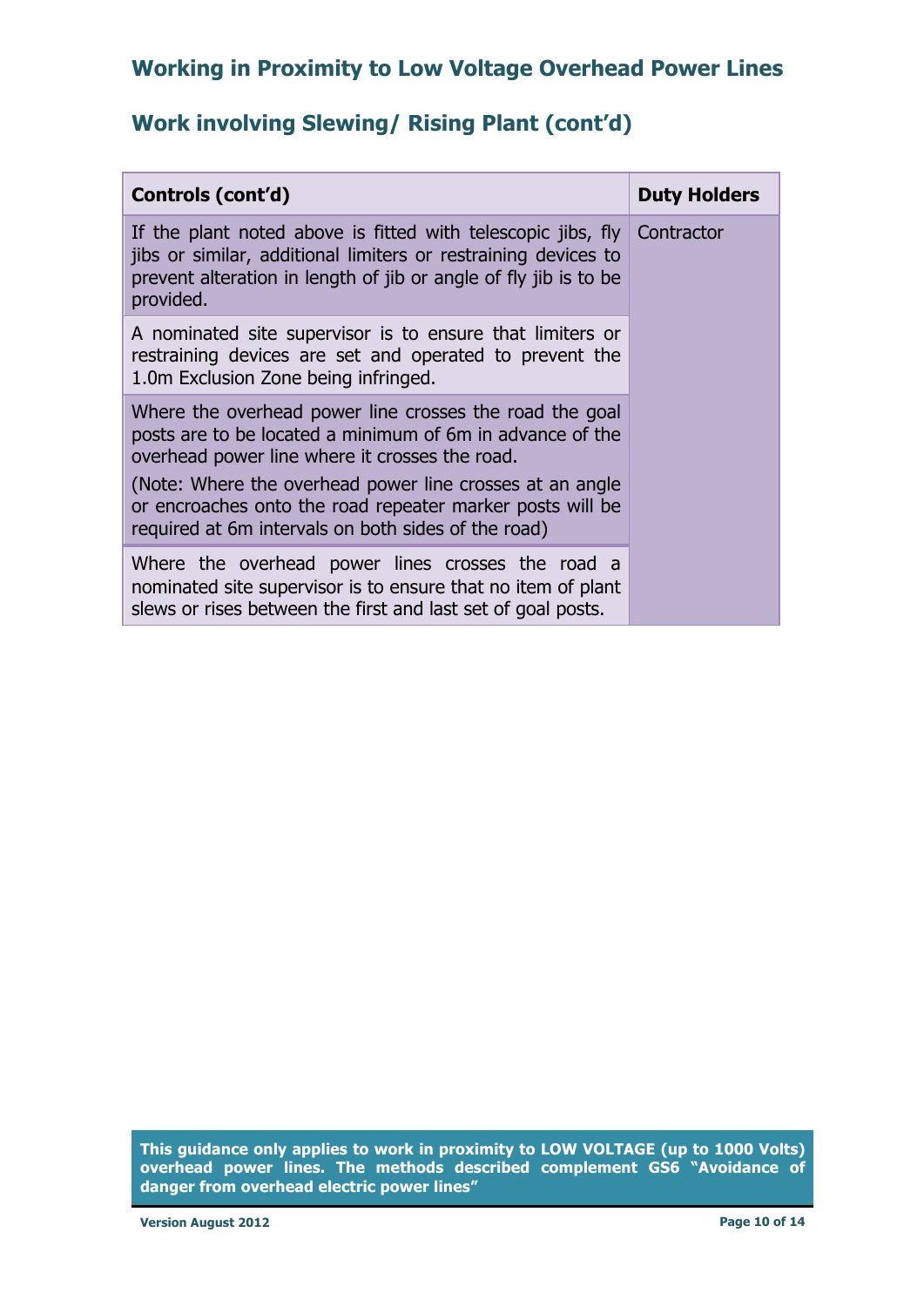## Working in Proximity to Low Voltage Overhead Power Lines

## Work involving Slewing/ Rising Plant (cont'd)

| Controls (cont'd) | Duty Holders |
|---|---|
| If the plant noted above is fitted with telescopic jibs, fly jibs or similar, additional limiters or restraining devices to prevent alteration in length of jib or angle of fly jib is to be provided. | Contractor |
| A nominated site supervisor is to ensure that limiters or restraining devices are set and operated to prevent the 1.0m Exclusion Zone being infringed. | |
| Where the overhead power line crosses the road the goal posts are to be located a minimum of 6m in advance of the overhead power line where it crosses the road.<br><br>(Note: Where the overhead power line crosses at an angle or encroaches onto the road repeater marker posts will be required at 6m intervals on both sides of the road) | |
| Where the overhead power lines crosses the road a nominated site supervisor is to ensure that no item of plant slews or rises between the first and last set of goal posts. | |

**This guidance only applies to work in proximity to LOW VOLTAGE (up to 1000 Volts) overhead power lines. The methods described complement GS6 "Avoidance of danger from overhead electric power lines"**

**Version August 2012**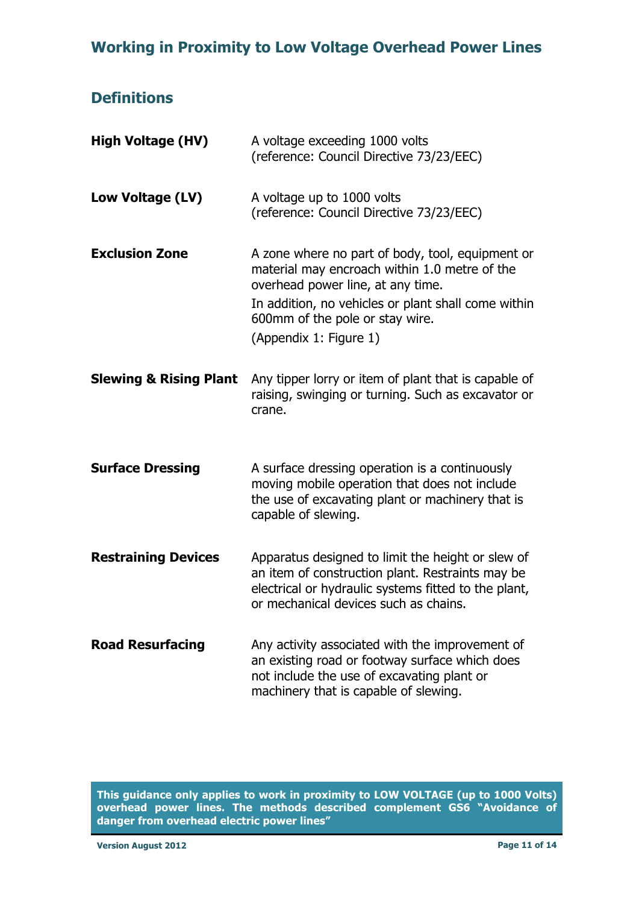## Definitions

| | |
|---|---|
| **High Voltage (HV)** | A voltage exceeding 1000 volts (reference: Council Directive 73/23/EEC) |
| **Low Voltage (LV)** | A voltage up to 1000 volts (reference: Council Directive 73/23/EEC) |
| **Exclusion Zone** | A zone where no part of body, tool, equipment or material may encroach within 1.0 metre of the overhead power line, at any time. In addition, no vehicles or plant shall come within 600mm of the pole or stay wire. (Appendix 1: Figure 1) |
| **Slewing & Rising Plant** | Any tipper lorry or item of plant that is capable of raising, swinging or turning. Such as excavator or crane. |
| **Surface Dressing** | A surface dressing operation is a continuously moving mobile operation that does not include the use of excavating plant or machinery that is capable of slewing. |
| **Restraining Devices** | Apparatus designed to limit the height or slew of an item of construction plant. Restraints may be electrical or hydraulic systems fitted to the plant, or mechanical devices such as chains. |
| **Road Resurfacing** | Any activity associated with the improvement of an existing road or footway surface which does not include the use of excavating plant or machinery that is capable of slewing. |

**This guidance only applies to work in proximity to LOW VOLTAGE (up to 1000 Volts) overhead power lines. The methods described complement GS6 "Avoidance of danger from overhead electric power lines"**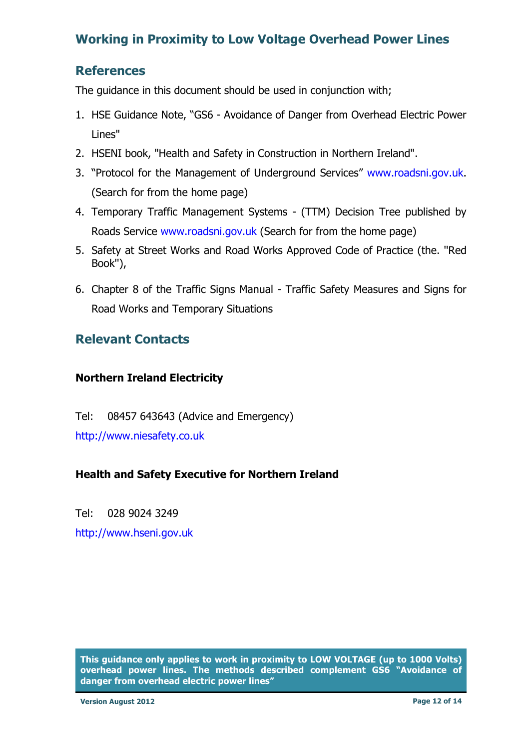## Working in Proximity to Low Voltage Overhead Power Lines

## References

The guidance in this document should be used in conjunction with;

1. HSE Guidance Note, "GS6 - Avoidance of Danger from Overhead Electric Power Lines"
2. HSENI book, "Health and Safety in Construction in Northern Ireland".
3. "Protocol for the Management of Underground Services" www.roadsni.gov.uk. (Search for from the home page)
4. Temporary Traffic Management Systems - (TTM) Decision Tree published by Roads Service www.roadsni.gov.uk (Search for from the home page)
5. Safety at Street Works and Road Works Approved Code of Practice (the. "Red Book"),
6. Chapter 8 of the Traffic Signs Manual - Traffic Safety Measures and Signs for Road Works and Temporary Situations

## Relevant Contacts

**Northern Ireland Electricity**

Tel: 08457 643643 (Advice and Emergency)

http://www.niesafety.co.uk

**Health and Safety Executive for Northern Ireland**

Tel: 028 9024 3249

http://www.hseni.gov.uk

**This guidance only applies to work in proximity to LOW VOLTAGE (up to 1000 Volts) overhead power lines. The methods described complement GS6 "Avoidance of danger from overhead electric power lines"**

**Version August 2012**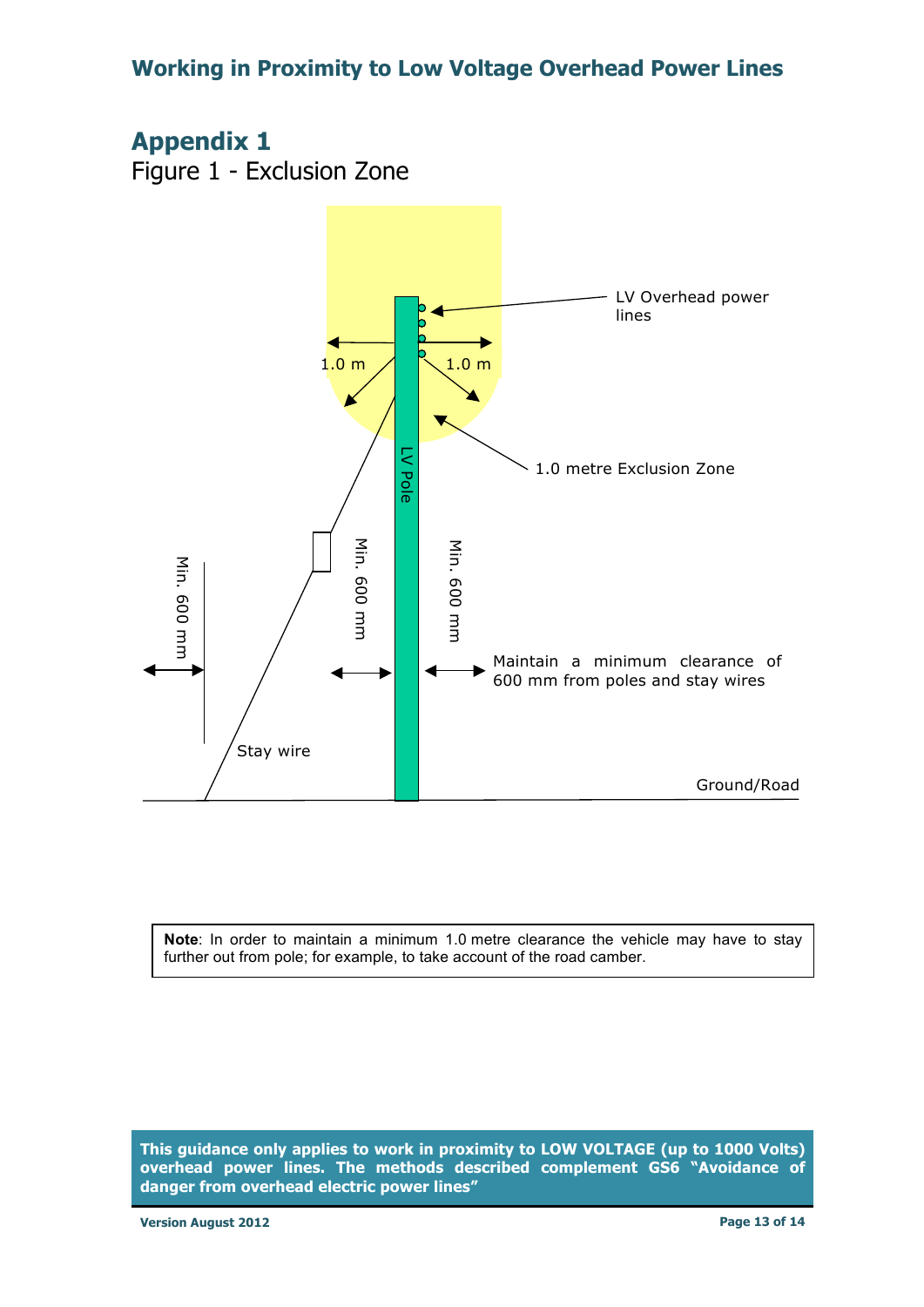## Appendix 1

Figure 1 - Exclusion Zone

LV Overhead power lines

1.0 m

1.0 m

1.0 metre Exclusion Zone

LV Pole

Min. 600 mm

Min. 600 mm

Min. 600 mm

Maintain a minimum clearance of 600 mm from poles and stay wires

Stay wire

Ground/Road

**Note**: In order to maintain a minimum 1.0 metre clearance the vehicle may have to stay further out from pole; for example, to take account of the road camber.

**This guidance only applies to work in proximity to LOW VOLTAGE (up to 1000 Volts) overhead power lines. The methods described complement GS6 "Avoidance of danger from overhead electric power lines"**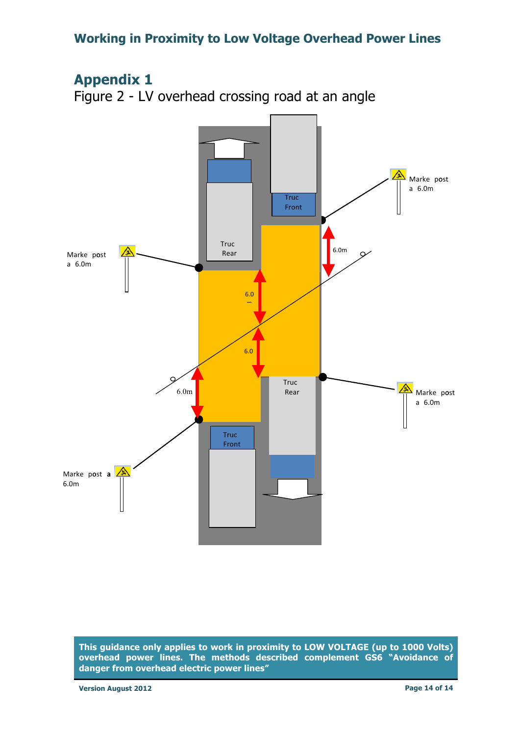## Appendix 1

Figure 2 - LV overhead crossing road at an angle

Marke post a 6.0m

Truc Front

Truc Rear

Marke post a 6.0m

6.0m

6.0

6.0

6.0m

Truc Rear

Marke post a 6.0m

Truc Front

Marke post a 6.0m

**This guidance only applies to work in proximity to LOW VOLTAGE (up to 1000 Volts) overhead power lines. The methods described complement GS6 "Avoidance of danger from overhead electric power lines"**

**Version August 2012**